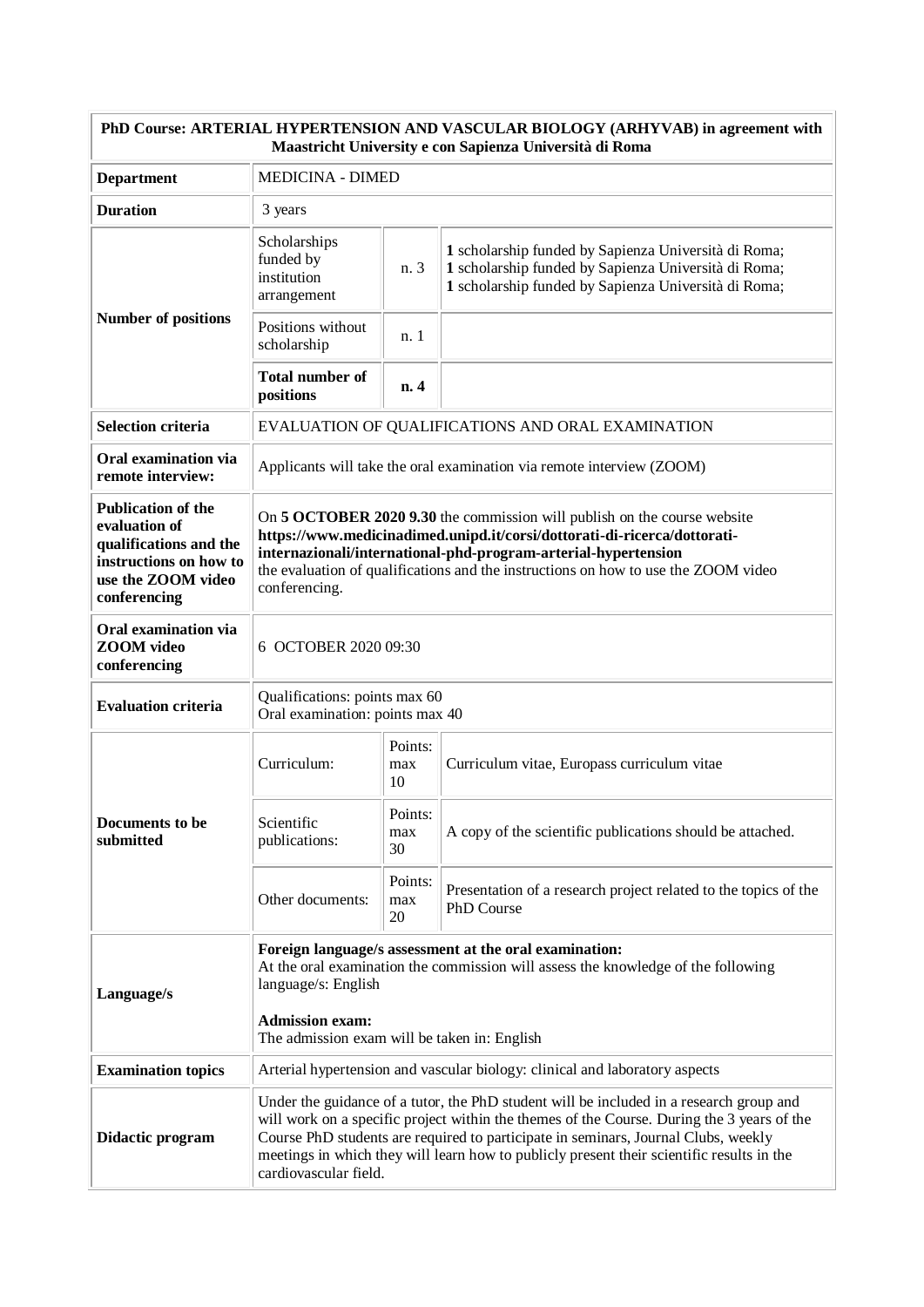| PhD Course: ARTERIAL HYPERTENSION AND VASCULAR BIOLOGY (ARHYVAB) in agreement with Maastricht University e con Sapienza Università di Roma | | | |
|---|---|---|---|
| **Department** | MEDICINA - DIMED | | |
| **Duration** | 3 years | | |
| **Number of positions** | Scholarships funded by institution arrangement | n. 3 | **1** scholarship funded by Sapienza Università di Roma;<br>**1** scholarship funded by Sapienza Università di Roma;<br>**1** scholarship funded by Sapienza Università di Roma; |
| | Positions without scholarship | n. 1 | |
| | **Total number of positions** | **n. 4** | |
| **Selection criteria** | EVALUATION OF QUALIFICATIONS AND ORAL EXAMINATION | | |
| **Oral examination via remote interview:** | Applicants will take the oral examination via remote interview (ZOOM) | | |
| **Publication of the evaluation of qualifications and the instructions on how to use the ZOOM video conferencing** | On **5 OCTOBER 2020 9.30** the commission will publish on the course website **https://www.medicinadimed.unipd.it/corsi/dottorati-di-ricerca/dottorati-internazionali/international-phd-program-arterial-hypertension** the evaluation of qualifications and the instructions on how to use the ZOOM video conferencing. | | |
| **Oral examination via ZOOM video conferencing** | 6 OCTOBER 2020 09:30 | | |
| **Evaluation criteria** | Qualifications: points max 60<br>Oral examination: points max 40 | | |
| **Documents to be submitted** | Curriculum: | Points: max 10 | Curriculum vitae, Europass curriculum vitae |
| | Scientific publications: | Points: max 30 | A copy of the scientific publications should be attached. |
| | Other documents: | Points: max 20 | Presentation of a research project related to the topics of the PhD Course |
| **Language/s** | **Foreign language/s assessment at the oral examination:**<br>At the oral examination the commission will assess the knowledge of the following language/s: English<br><br>**Admission exam:**<br>The admission exam will be taken in: English | | |
| **Examination topics** | Arterial hypertension and vascular biology: clinical and laboratory aspects | | |
| **Didactic program** | Under the guidance of a tutor, the PhD student will be included in a research group and will work on a specific project within the themes of the Course. During the 3 years of the Course PhD students are required to participate in seminars, Journal Clubs, weekly meetings in which they will learn how to publicly present their scientific results in the cardiovascular field. | | |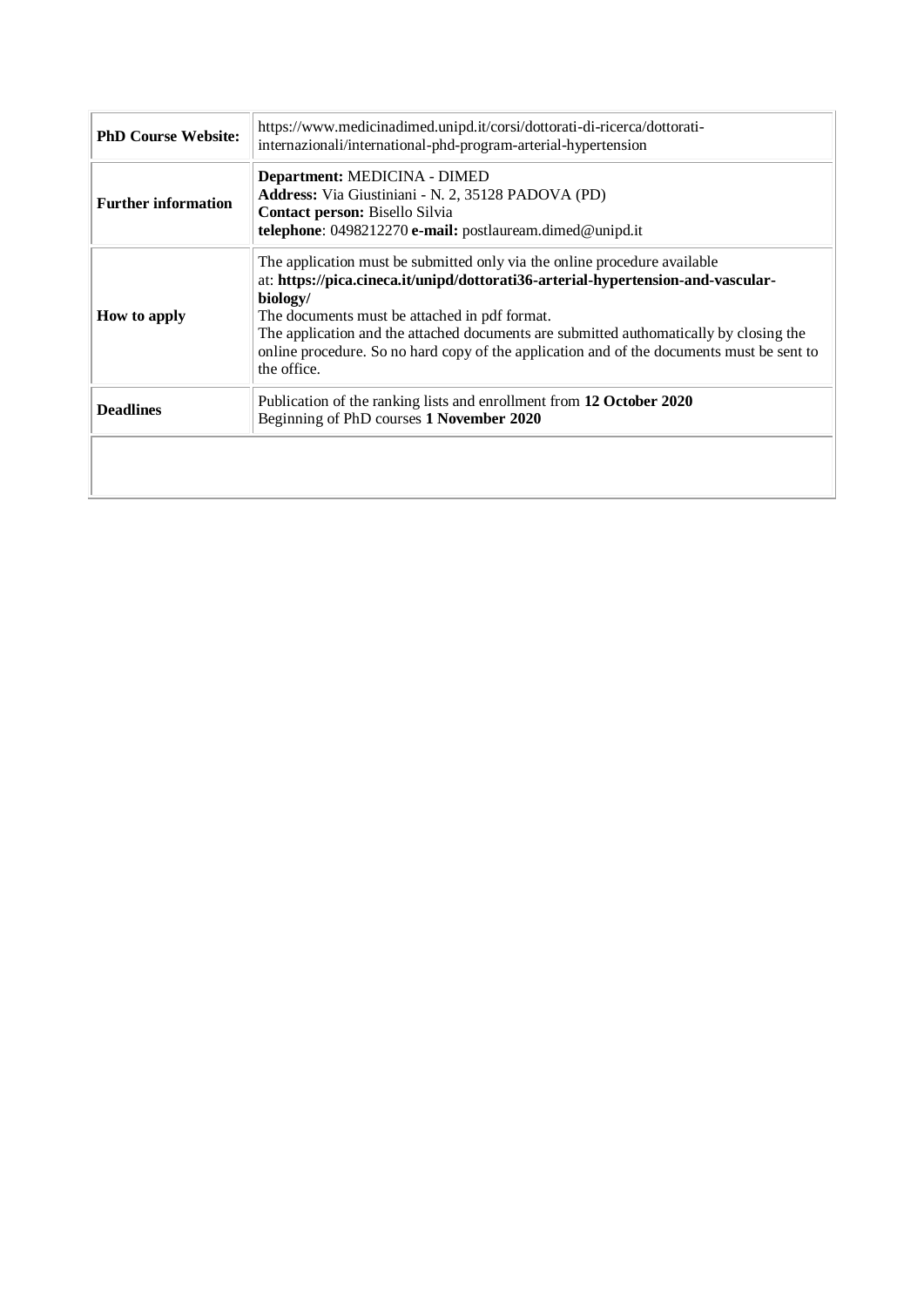| | |
|---|---|
| **PhD Course Website:** | https://www.medicinadimed.unipd.it/corsi/dottorati-di-ricerca/dottorati-internazionali/international-phd-program-arterial-hypertension |
| **Further information** | **Department:** MEDICINA - DIMED<br>**Address:** Via Giustiniani - N. 2, 35128 PADOVA (PD)<br>**Contact person:** Bisello Silvia<br>**telephone**: 0498212270 **e-mail:** postlauream.dimed@unipd.it |
| **How to apply** | The application must be submitted only via the online procedure available at: **https://pica.cineca.it/unipd/dottorati36-arterial-hypertension-and-vascular-biology/**<br>The documents must be attached in pdf format.<br>The application and the attached documents are submitted authomatically by closing the online procedure. So no hard copy of the application and of the documents must be sent to the office. |
| **Deadlines** | Publication of the ranking lists and enrollment from **12 October 2020**<br>Beginning of PhD courses **1 November 2020** |